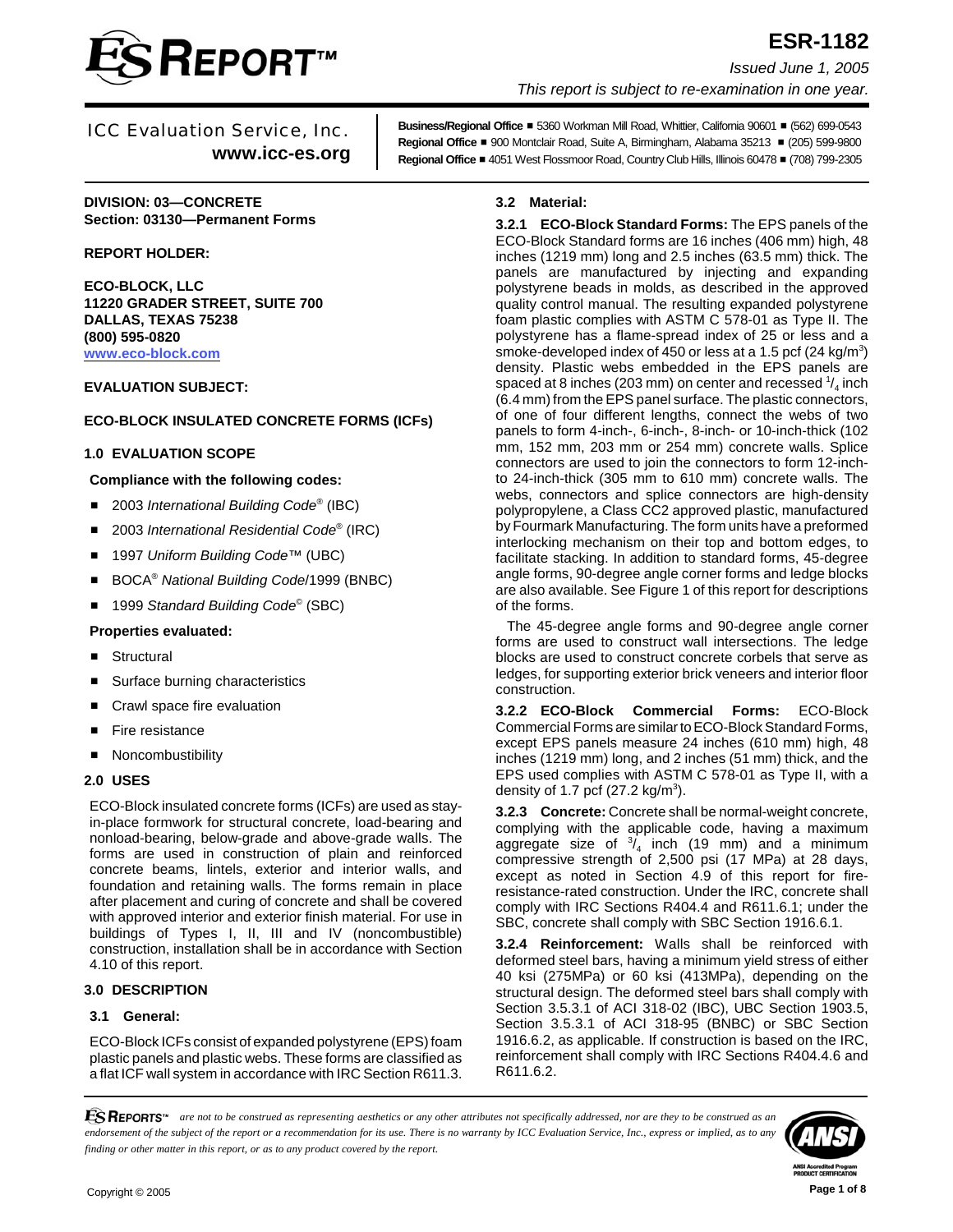# ESR-1182

*Issued June 1, 2005*

*This report is subject to re-examination in one year.*

ICC Evaluation Service, Inc.
**www.icc-es.org**

**Business/Regional Office** ■ 5360 Workman Mill Road, Whittier, California 90601 ■ (562) 699-0543
**Regional Office** ■ 900 Montclair Road, Suite A, Birmingham, Alabama 35213 ■ (205) 599-9800
**Regional Office** ■ 4051 West Flossmoor Road, Country Club Hills, Illinois 60478 ■ (708) 799-2305

**DIVISION: 03—CONCRETE**
**Section: 03130—Permanent Forms**

**REPORT HOLDER:**

**ECO-BLOCK, LLC**
**11220 GRADER STREET, SUITE 700**
**DALLAS, TEXAS 75238**
**(800) 595-0820**
**www.eco-block.com**

**EVALUATION SUBJECT:**

**ECO-BLOCK INSULATED CONCRETE FORMS (ICFs)**

## 1.0 EVALUATION SCOPE

**Compliance with the following codes:**

- 2003 *International Building Code*® (IBC)
- 2003 *International Residential Code*® (IRC)
- 1997 *Uniform Building Code*™ (UBC)
- BOCA® *National Building Code*/1999 (BNBC)
- 1999 *Standard Building Code*© (SBC)

**Properties evaluated:**

- Structural
- Surface burning characteristics
- Crawl space fire evaluation
- Fire resistance
- Noncombustibility

## 2.0 USES

ECO-Block insulated concrete forms (ICFs) are used as stay-in-place formwork for structural concrete, load-bearing and nonload-bearing, below-grade and above-grade walls. The forms are used in construction of plain and reinforced concrete beams, lintels, exterior and interior walls, and foundation and retaining walls. The forms remain in place after placement and curing of concrete and shall be covered with approved interior and exterior finish material. For use in buildings of Types I, II, III and IV (noncombustible) construction, installation shall be in accordance with Section 4.10 of this report.

## 3.0 DESCRIPTION

### 3.1 General:

ECO-Block ICFs consist of expanded polystyrene (EPS) foam plastic panels and plastic webs. These forms are classified as a flat ICF wall system in accordance with IRC Section R611.3.

### 3.2 Material:

**3.2.1 ECO-Block Standard Forms:** The EPS panels of the ECO-Block Standard forms are 16 inches (406 mm) high, 48 inches (1219 mm) long and 2.5 inches (63.5 mm) thick. The panels are manufactured by injecting and expanding polystyrene beads in molds, as described in the approved quality control manual. The resulting expanded polystyrene foam plastic complies with ASTM C 578-01 as Type II. The polystyrene has a flame-spread index of 25 or less and a smoke-developed index of 450 or less at a 1.5 pcf (24 kg/m$^3$) density. Plastic webs embedded in the EPS panels are spaced at 8 inches (203 mm) on center and recessed $^1/_4$ inch (6.4 mm) from the EPS panel surface. The plastic connectors, of one of four different lengths, connect the webs of two panels to form 4-inch-, 6-inch-, 8-inch- or 10-inch-thick (102 mm, 152 mm, 203 mm or 254 mm) concrete walls. Splice connectors are used to join the connectors to form 12-inch- to 24-inch-thick (305 mm to 610 mm) concrete walls. The webs, connectors and splice connectors are high-density polypropylene, a Class CC2 approved plastic, manufactured by Fourmark Manufacturing. The form units have a preformed interlocking mechanism on their top and bottom edges, to facilitate stacking. In addition to standard forms, 45-degree angle forms, 90-degree angle corner forms and ledge blocks are also available. See Figure 1 of this report for descriptions of the forms.

The 45-degree angle forms and 90-degree angle corner forms are used to construct wall intersections. The ledge blocks are used to construct concrete corbels that serve as ledges, for supporting exterior brick veneers and interior floor construction.

**3.2.2 ECO-Block Commercial Forms:** ECO-Block Commercial Forms are similar to ECO-Block Standard Forms, except EPS panels measure 24 inches (610 mm) high, 48 inches (1219 mm) long, and 2 inches (51 mm) thick, and the EPS used complies with ASTM C 578-01 as Type II, with a density of 1.7 pcf (27.2 kg/m$^3$).

**3.2.3 Concrete:** Concrete shall be normal-weight concrete, complying with the applicable code, having a maximum aggregate size of $^3/_4$ inch (19 mm) and a minimum compressive strength of 2,500 psi (17 MPa) at 28 days, except as noted in Section 4.9 of this report for fire-resistance-rated construction. Under the IRC, concrete shall comply with IRC Sections R404.4 and R611.6.1; under the SBC, concrete shall comply with SBC Section 1916.6.1.

**3.2.4 Reinforcement:** Walls shall be reinforced with deformed steel bars, having a minimum yield stress of either 40 ksi (275MPa) or 60 ksi (413MPa), depending on the structural design. The deformed steel bars shall comply with Section 3.5.3.1 of ACI 318-02 (IBC), UBC Section 1903.5, Section 3.5.3.1 of ACI 318-95 (BNBC) or SBC Section 1916.6.2, as applicable. If construction is based on the IRC, reinforcement shall comply with IRC Sections R404.4.6 and R611.6.2.

*ES REPORTS™ are not to be construed as representing aesthetics or any other attributes not specifically addressed, nor are they to be construed as an endorsement of the subject of the report or a recommendation for its use. There is no warranty by ICC Evaluation Service, Inc., express or implied, as to any finding or other matter in this report, or as to any product covered by the report.*

Copyright © 2005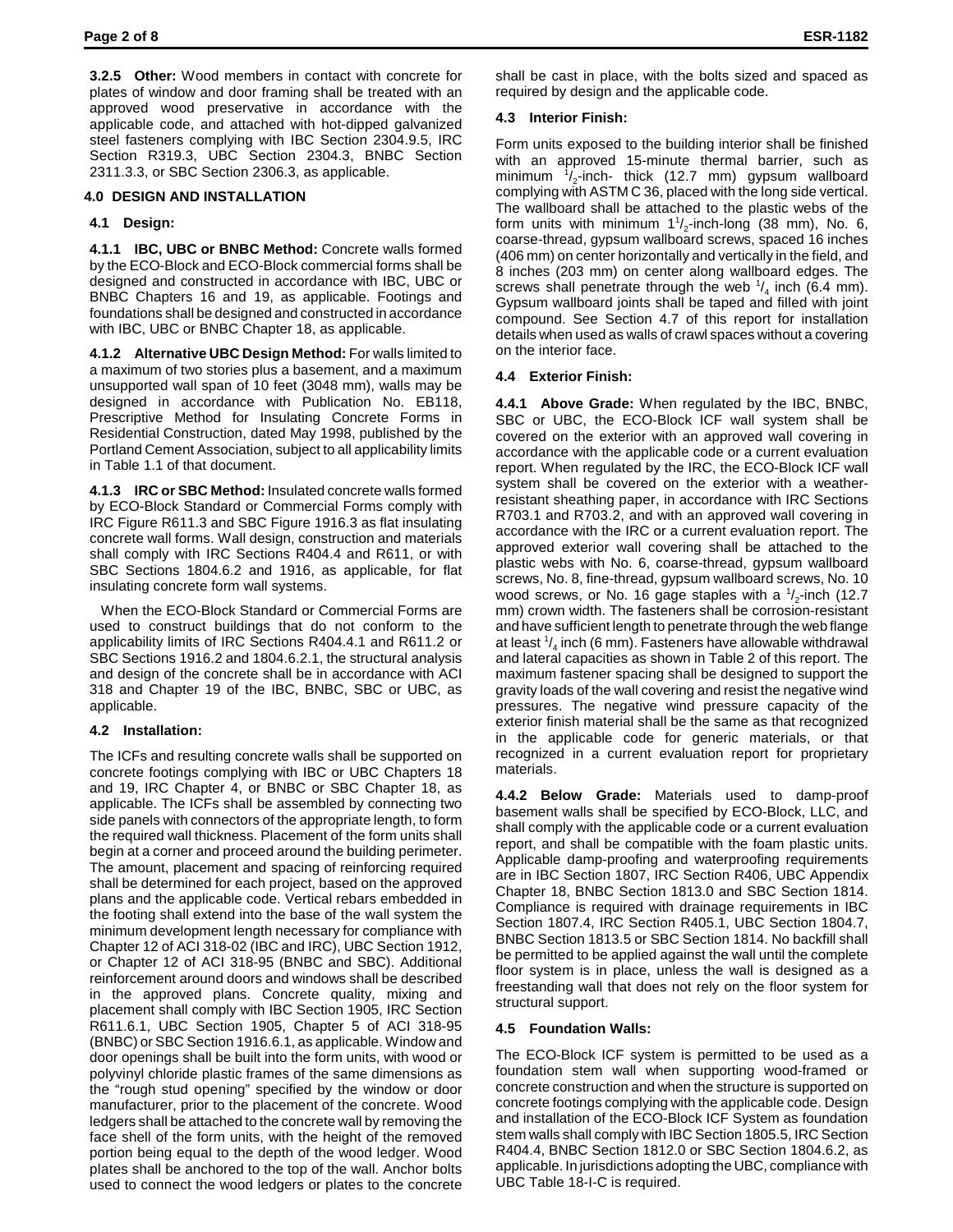**3.2.5 Other:** Wood members in contact with concrete for plates of window and door framing shall be treated with an approved wood preservative in accordance with the applicable code, and attached with hot-dipped galvanized steel fasteners complying with IBC Section 2304.9.5, IRC Section R319.3, UBC Section 2304.3, BNBC Section 2311.3.3, or SBC Section 2306.3, as applicable.

## 4.0 DESIGN AND INSTALLATION

### 4.1 Design:

**4.1.1 IBC, UBC or BNBC Method:** Concrete walls formed by the ECO-Block and ECO-Block commercial forms shall be designed and constructed in accordance with IBC, UBC or BNBC Chapters 16 and 19, as applicable. Footings and foundations shall be designed and constructed in accordance with IBC, UBC or BNBC Chapter 18, as applicable.

**4.1.2 Alternative UBC Design Method:** For walls limited to a maximum of two stories plus a basement, and a maximum unsupported wall span of 10 feet (3048 mm), walls may be designed in accordance with Publication No. EB118, Prescriptive Method for Insulating Concrete Forms in Residential Construction, dated May 1998, published by the Portland Cement Association, subject to all applicability limits in Table 1.1 of that document.

**4.1.3 IRC or SBC Method:** Insulated concrete walls formed by ECO-Block Standard or Commercial Forms comply with IRC Figure R611.3 and SBC Figure 1916.3 as flat insulating concrete wall forms. Wall design, construction and materials shall comply with IRC Sections R404.4 and R611, or with SBC Sections 1804.6.2 and 1916, as applicable, for flat insulating concrete form wall systems.

When the ECO-Block Standard or Commercial Forms are used to construct buildings that do not conform to the applicability limits of IRC Sections R404.4.1 and R611.2 or SBC Sections 1916.2 and 1804.6.2.1, the structural analysis and design of the concrete shall be in accordance with ACI 318 and Chapter 19 of the IBC, BNBC, SBC or UBC, as applicable.

### 4.2 Installation:

The ICFs and resulting concrete walls shall be supported on concrete footings complying with IBC or UBC Chapters 18 and 19, IRC Chapter 4, or BNBC or SBC Chapter 18, as applicable. The ICFs shall be assembled by connecting two side panels with connectors of the appropriate length, to form the required wall thickness. Placement of the form units shall begin at a corner and proceed around the building perimeter. The amount, placement and spacing of reinforcing required shall be determined for each project, based on the approved plans and the applicable code. Vertical rebars embedded in the footing shall extend into the base of the wall system the minimum development length necessary for compliance with Chapter 12 of ACI 318-02 (IBC and IRC), UBC Section 1912, or Chapter 12 of ACI 318-95 (BNBC and SBC). Additional reinforcement around doors and windows shall be described in the approved plans. Concrete quality, mixing and placement shall comply with IBC Section 1905, IRC Section R611.6.1, UBC Section 1905, Chapter 5 of ACI 318-95 (BNBC) or SBC Section 1916.6.1, as applicable. Window and door openings shall be built into the form units, with wood or polyvinyl chloride plastic frames of the same dimensions as the "rough stud opening" specified by the window or door manufacturer, prior to the placement of the concrete. Wood ledgers shall be attached to the concrete wall by removing the face shell of the form units, with the height of the removed portion being equal to the depth of the wood ledger. Wood plates shall be anchored to the top of the wall. Anchor bolts used to connect the wood ledgers or plates to the concrete shall be cast in place, with the bolts sized and spaced as required by design and the applicable code.

### 4.3 Interior Finish:

Form units exposed to the building interior shall be finished with an approved 15-minute thermal barrier, such as minimum $^1/_2$-inch- thick (12.7 mm) gypsum wallboard complying with ASTM C 36, placed with the long side vertical. The wallboard shall be attached to the plastic webs of the form units with minimum $1^1/_2$-inch-long (38 mm), No. 6, coarse-thread, gypsum wallboard screws, spaced 16 inches (406 mm) on center horizontally and vertically in the field, and 8 inches (203 mm) on center along wallboard edges. The screws shall penetrate through the web $^1/_4$ inch (6.4 mm). Gypsum wallboard joints shall be taped and filled with joint compound. See Section 4.7 of this report for installation details when used as walls of crawl spaces without a covering on the interior face.

### 4.4 Exterior Finish:

**4.4.1 Above Grade:** When regulated by the IBC, BNBC, SBC or UBC, the ECO-Block ICF wall system shall be covered on the exterior with an approved wall covering in accordance with the applicable code or a current evaluation report. When regulated by the IRC, the ECO-Block ICF wall system shall be covered on the exterior with a weather-resistant sheathing paper, in accordance with IRC Sections R703.1 and R703.2, and with an approved wall covering in accordance with the IRC or a current evaluation report. The approved exterior wall covering shall be attached to the plastic webs with No. 6, coarse-thread, gypsum wallboard screws, No. 8, fine-thread, gypsum wallboard screws, No. 10 wood screws, or No. 16 gage staples with a $^1/_2$-inch (12.7 mm) crown width. The fasteners shall be corrosion-resistant and have sufficient length to penetrate through the web flange at least $^1/_4$ inch (6 mm). Fasteners have allowable withdrawal and lateral capacities as shown in Table 2 of this report. The maximum fastener spacing shall be designed to support the gravity loads of the wall covering and resist the negative wind pressures. The negative wind pressure capacity of the exterior finish material shall be the same as that recognized in the applicable code for generic materials, or that recognized in a current evaluation report for proprietary materials.

**4.4.2 Below Grade:** Materials used to damp-proof basement walls shall be specified by ECO-Block, LLC, and shall comply with the applicable code or a current evaluation report, and shall be compatible with the foam plastic units. Applicable damp-proofing and waterproofing requirements are in IBC Section 1807, IRC Section R406, UBC Appendix Chapter 18, BNBC Section 1813.0 and SBC Section 1814. Compliance is required with drainage requirements in IBC Section 1807.4, IRC Section R405.1, UBC Section 1804.7, BNBC Section 1813.5 or SBC Section 1814. No backfill shall be permitted to be applied against the wall until the complete floor system is in place, unless the wall is designed as a freestanding wall that does not rely on the floor system for structural support.

### 4.5 Foundation Walls:

The ECO-Block ICF system is permitted to be used as a foundation stem wall when supporting wood-framed or concrete construction and when the structure is supported on concrete footings complying with the applicable code. Design and installation of the ECO-Block ICF System as foundation stem walls shall comply with IBC Section 1805.5, IRC Section R404.4, BNBC Section 1812.0 or SBC Section 1804.6.2, as applicable. In jurisdictions adopting the UBC, compliance with UBC Table 18-I-C is required.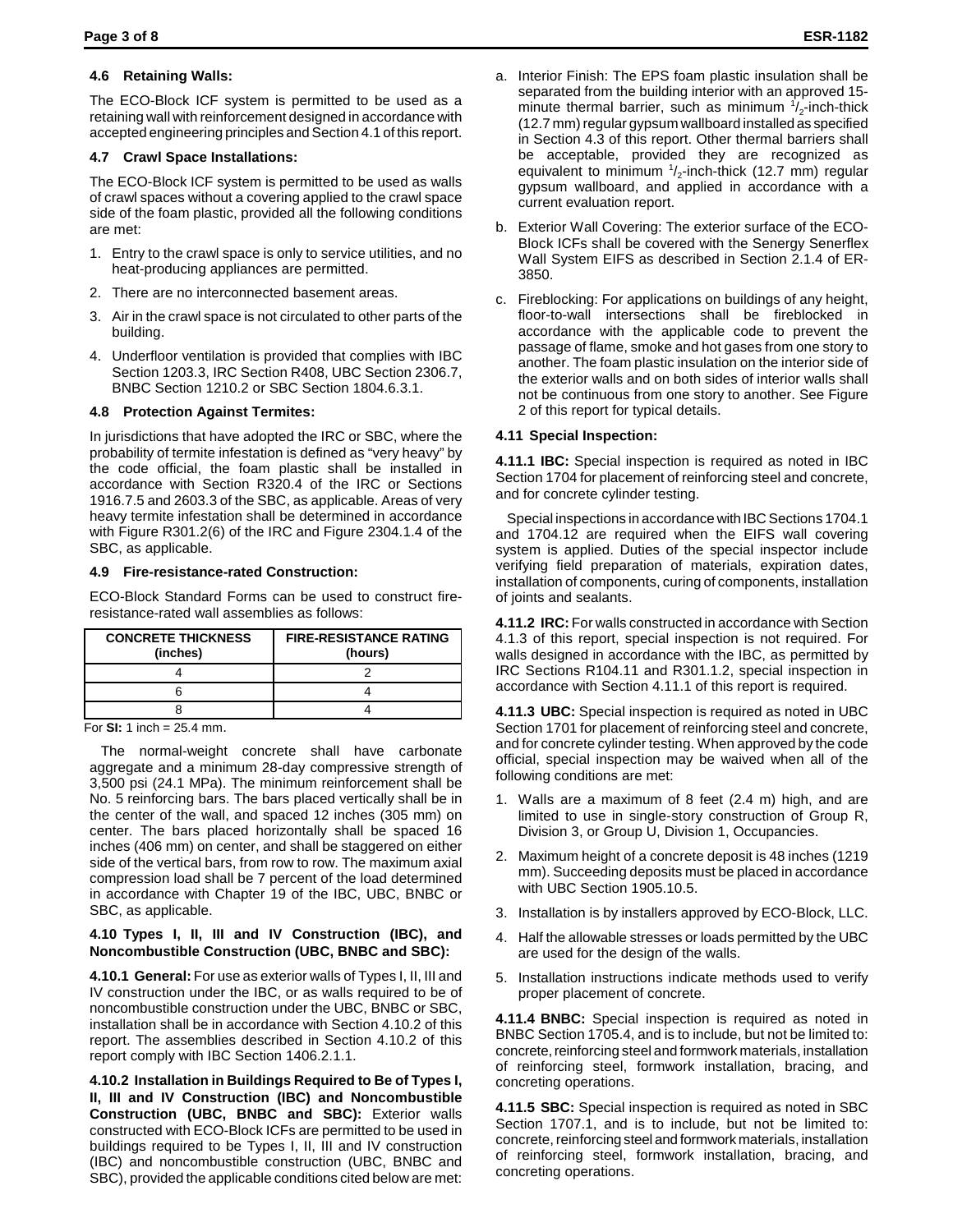### 4.6 Retaining Walls:

The ECO-Block ICF system is permitted to be used as a retaining wall with reinforcement designed in accordance with accepted engineering principles and Section 4.1 of this report.

### 4.7 Crawl Space Installations:

The ECO-Block ICF system is permitted to be used as walls of crawl spaces without a covering applied to the crawl space side of the foam plastic, provided all the following conditions are met:

1. Entry to the crawl space is only to service utilities, and no heat-producing appliances are permitted.
2. There are no interconnected basement areas.
3. Air in the crawl space is not circulated to other parts of the building.
4. Underfloor ventilation is provided that complies with IBC Section 1203.3, IRC Section R408, UBC Section 2306.7, BNBC Section 1210.2 or SBC Section 1804.6.3.1.

### 4.8 Protection Against Termites:

In jurisdictions that have adopted the IRC or SBC, where the probability of termite infestation is defined as "very heavy" by the code official, the foam plastic shall be installed in accordance with Section R320.4 of the IRC or Sections 1916.7.5 and 2603.3 of the SBC, as applicable. Areas of very heavy termite infestation shall be determined in accordance with Figure R301.2(6) of the IRC and Figure 2304.1.4 of the SBC, as applicable.

### 4.9 Fire-resistance-rated Construction:

ECO-Block Standard Forms can be used to construct fire-resistance-rated wall assemblies as follows:

| CONCRETE THICKNESS (inches) | FIRE-RESISTANCE RATING (hours) |
|---|---|
| 4 | 2 |
| 6 | 4 |
| 8 | 4 |

For **SI:** 1 inch = 25.4 mm.

The normal-weight concrete shall have carbonate aggregate and a minimum 28-day compressive strength of 3,500 psi (24.1 MPa). The minimum reinforcement shall be No. 5 reinforcing bars. The bars placed vertically shall be in the center of the wall, and spaced 12 inches (305 mm) on center. The bars placed horizontally shall be spaced 16 inches (406 mm) on center, and shall be staggered on either side of the vertical bars, from row to row. The maximum axial compression load shall be 7 percent of the load determined in accordance with Chapter 19 of the IBC, UBC, BNBC or SBC, as applicable.

### 4.10 Types I, II, III and IV Construction (IBC), and Noncombustible Construction (UBC, BNBC and SBC):

**4.10.1 General:** For use as exterior walls of Types I, II, III and IV construction under the IBC, or as walls required to be of noncombustible construction under the UBC, BNBC or SBC, installation shall be in accordance with Section 4.10.2 of this report. The assemblies described in Section 4.10.2 of this report comply with IBC Section 1406.2.1.1.

**4.10.2 Installation in Buildings Required to Be of Types I, II, III and IV Construction (IBC) and Noncombustible Construction (UBC, BNBC and SBC):** Exterior walls constructed with ECO-Block ICFs are permitted to be used in buildings required to be Types I, II, III and IV construction (IBC) and noncombustible construction (UBC, BNBC and SBC), provided the applicable conditions cited below are met:

a. Interior Finish: The EPS foam plastic insulation shall be separated from the building interior with an approved 15-minute thermal barrier, such as minimum 1/2-inch-thick (12.7 mm) regular gypsum wallboard installed as specified in Section 4.3 of this report. Other thermal barriers shall be acceptable, provided they are recognized as equivalent to minimum 1/2-inch-thick (12.7 mm) regular gypsum wallboard, and applied in accordance with a current evaluation report.

b. Exterior Wall Covering: The exterior surface of the ECO-Block ICFs shall be covered with the Senergy Senerflex Wall System EIFS as described in Section 2.1.4 of ER-3850.

c. Fireblocking: For applications on buildings of any height, floor-to-wall intersections shall be fireblocked in accordance with the applicable code to prevent the passage of flame, smoke and hot gases from one story to another. The foam plastic insulation on the interior side of the exterior walls and on both sides of interior walls shall not be continuous from one story to another. See Figure 2 of this report for typical details.

### 4.11 Special Inspection:

**4.11.1 IBC:** Special inspection is required as noted in IBC Section 1704 for placement of reinforcing steel and concrete, and for concrete cylinder testing.

Special inspections in accordance with IBC Sections 1704.1 and 1704.12 are required when the EIFS wall covering system is applied. Duties of the special inspector include verifying field preparation of materials, expiration dates, installation of components, curing of components, installation of joints and sealants.

**4.11.2 IRC:** For walls constructed in accordance with Section 4.1.3 of this report, special inspection is not required. For walls designed in accordance with the IBC, as permitted by IRC Sections R104.11 and R301.1.2, special inspection in accordance with Section 4.11.1 of this report is required.

**4.11.3 UBC:** Special inspection is required as noted in UBC Section 1701 for placement of reinforcing steel and concrete, and for concrete cylinder testing. When approved by the code official, special inspection may be waived when all of the following conditions are met:

1. Walls are a maximum of 8 feet (2.4 m) high, and are limited to use in single-story construction of Group R, Division 3, or Group U, Division 1, Occupancies.
2. Maximum height of a concrete deposit is 48 inches (1219 mm). Succeeding deposits must be placed in accordance with UBC Section 1905.10.5.
3. Installation is by installers approved by ECO-Block, LLC.
4. Half the allowable stresses or loads permitted by the UBC are used for the design of the walls.
5. Installation instructions indicate methods used to verify proper placement of concrete.

**4.11.4 BNBC:** Special inspection is required as noted in BNBC Section 1705.4, and is to include, but not be limited to: concrete, reinforcing steel and formwork materials, installation of reinforcing steel, formwork installation, bracing, and concreting operations.

**4.11.5 SBC:** Special inspection is required as noted in SBC Section 1707.1, and is to include, but not be limited to: concrete, reinforcing steel and formwork materials, installation of reinforcing steel, formwork installation, bracing, and concreting operations.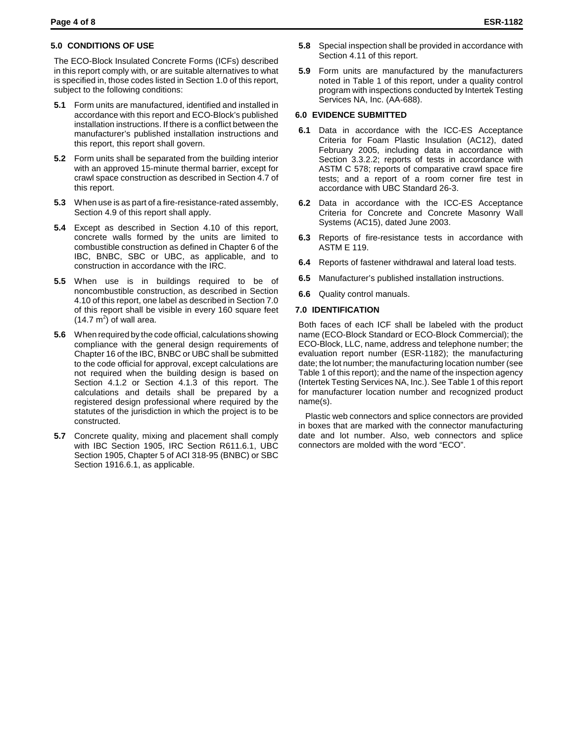## 5.0 CONDITIONS OF USE

The ECO-Block Insulated Concrete Forms (ICFs) described in this report comply with, or are suitable alternatives to what is specified in, those codes listed in Section 1.0 of this report, subject to the following conditions:

**5.1** Form units are manufactured, identified and installed in accordance with this report and ECO-Block's published installation instructions. If there is a conflict between the manufacturer's published installation instructions and this report, this report shall govern.

**5.2** Form units shall be separated from the building interior with an approved 15-minute thermal barrier, except for crawl space construction as described in Section 4.7 of this report.

**5.3** When use is as part of a fire-resistance-rated assembly, Section 4.9 of this report shall apply.

**5.4** Except as described in Section 4.10 of this report, concrete walls formed by the units are limited to combustible construction as defined in Chapter 6 of the IBC, BNBC, SBC or UBC, as applicable, and to construction in accordance with the IRC.

**5.5** When use is in buildings required to be of noncombustible construction, as described in Section 4.10 of this report, one label as described in Section 7.0 of this report shall be visible in every 160 square feet (14.7 $m^2$) of wall area.

**5.6** When required by the code official, calculations showing compliance with the general design requirements of Chapter 16 of the IBC, BNBC or UBC shall be submitted to the code official for approval, except calculations are not required when the building design is based on Section 4.1.2 or Section 4.1.3 of this report. The calculations and details shall be prepared by a registered design professional where required by the statutes of the jurisdiction in which the project is to be constructed.

**5.7** Concrete quality, mixing and placement shall comply with IBC Section 1905, IRC Section R611.6.1, UBC Section 1905, Chapter 5 of ACI 318-95 (BNBC) or SBC Section 1916.6.1, as applicable.

**5.8** Special inspection shall be provided in accordance with Section 4.11 of this report.

**5.9** Form units are manufactured by the manufacturers noted in Table 1 of this report, under a quality control program with inspections conducted by Intertek Testing Services NA, Inc. (AA-688).

## 6.0 EVIDENCE SUBMITTED

**6.1** Data in accordance with the ICC-ES Acceptance Criteria for Foam Plastic Insulation (AC12), dated February 2005, including data in accordance with Section 3.3.2.2; reports of tests in accordance with ASTM C 578; reports of comparative crawl space fire tests; and a report of a room corner fire test in accordance with UBC Standard 26-3.

**6.2** Data in accordance with the ICC-ES Acceptance Criteria for Concrete and Concrete Masonry Wall Systems (AC15), dated June 2003.

**6.3** Reports of fire-resistance tests in accordance with ASTM E 119.

**6.4** Reports of fastener withdrawal and lateral load tests.

**6.5** Manufacturer's published installation instructions.

**6.6** Quality control manuals.

## 7.0 IDENTIFICATION

Both faces of each ICF shall be labeled with the product name (ECO-Block Standard or ECO-Block Commercial); the ECO-Block, LLC, name, address and telephone number; the evaluation report number (ESR-1182); the manufacturing date; the lot number; the manufacturing location number (see Table 1 of this report); and the name of the inspection agency (Intertek Testing Services NA, Inc.). See Table 1 of this report for manufacturer location number and recognized product name(s).

Plastic web connectors and splice connectors are provided in boxes that are marked with the connector manufacturing date and lot number. Also, web connectors and splice connectors are molded with the word "ECO".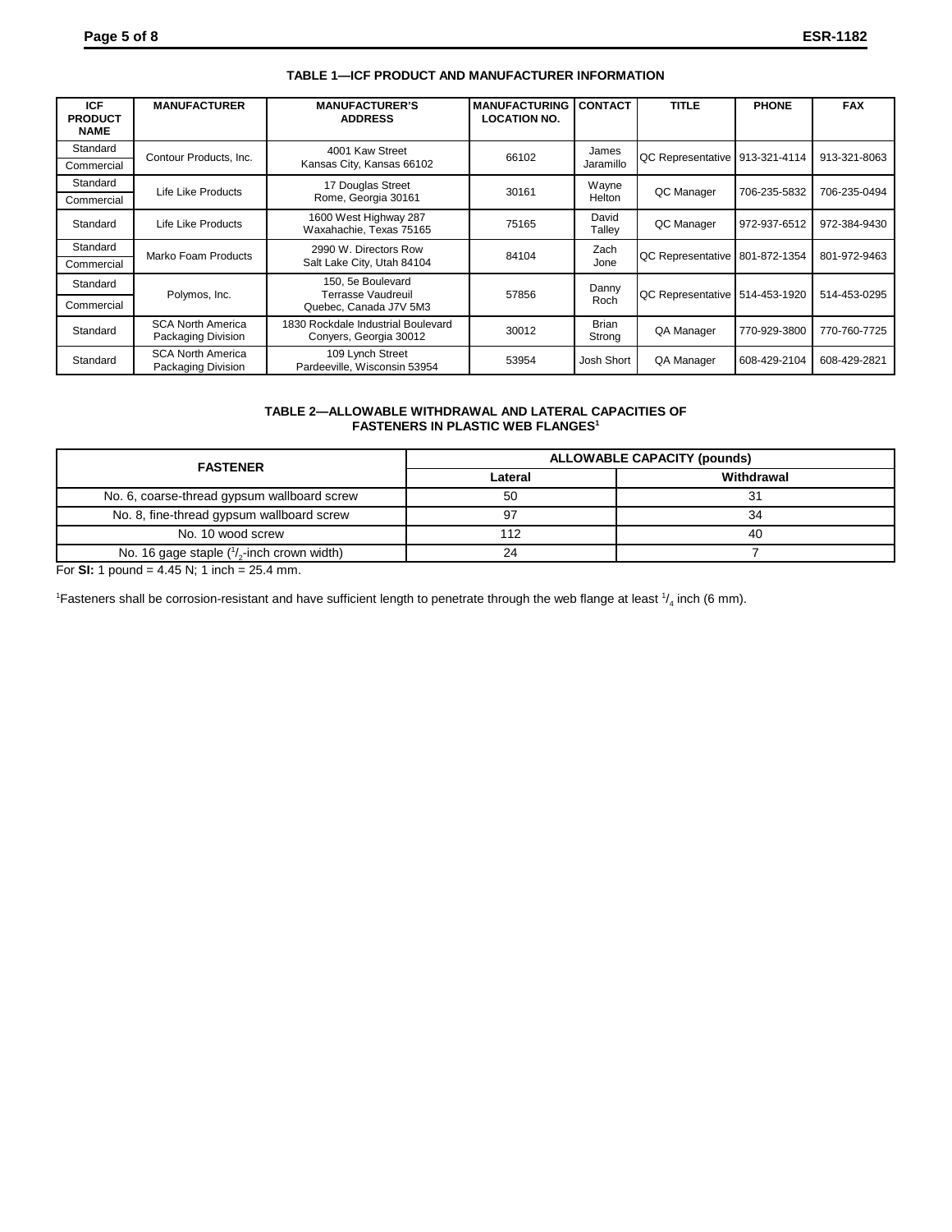**TABLE 1—ICF PRODUCT AND MANUFACTURER INFORMATION**

| ICF PRODUCT NAME | MANUFACTURER | MANUFACTURER'S ADDRESS | MANUFACTURING LOCATION NO. | CONTACT | TITLE | PHONE | FAX |
|---|---|---|---|---|---|---|---|
| Standard | Contour Products, Inc. | 4001 Kaw Street Kansas City, Kansas 66102 | 66102 | James Jaramillo | QC Representative | 913-321-4114 | 913-321-8063 |
| Commercial | | | | | | | |
| Standard | Life Like Products | 17 Douglas Street Rome, Georgia 30161 | 30161 | Wayne Helton | QC Manager | 706-235-5832 | 706-235-0494 |
| Commercial | | | | | | | |
| Standard | Life Like Products | 1600 West Highway 287 Waxahachie, Texas 75165 | 75165 | David Talley | QC Manager | 972-937-6512 | 972-384-9430 |
| Standard | Marko Foam Products | 2990 W. Directors Row Salt Lake City, Utah 84104 | 84104 | Zach Jone | QC Representative | 801-872-1354 | 801-972-9463 |
| Commercial | | | | | | | |
| Standard | Polymos, Inc. | 150, 5e Boulevard Terrasse Vaudreuil Quebec, Canada J7V 5M3 | 57856 | Danny Roch | QC Representative | 514-453-1920 | 514-453-0295 |
| Commercial | | | | | | | |
| Standard | SCA North America Packaging Division | 1830 Rockdale Industrial Boulevard Conyers, Georgia 30012 | 30012 | Brian Strong | QA Manager | 770-929-3800 | 770-760-7725 |
| Standard | SCA North America Packaging Division | 109 Lynch Street Pardeeville, Wisconsin 53954 | 53954 | Josh Short | QA Manager | 608-429-2104 | 608-429-2821 |

**TABLE 2—ALLOWABLE WITHDRAWAL AND LATERAL CAPACITIES OF FASTENERS IN PLASTIC WEB FLANGES[1]**

| FASTENER | ALLOWABLE CAPACITY (pounds) | |
|---|---|---|
| | Lateral | Withdrawal |
| No. 6, coarse-thread gypsum wallboard screw | 50 | 31 |
| No. 8, fine-thread gypsum wallboard screw | 97 | 34 |
| No. 10 wood screw | 112 | 40 |
| No. 16 gage staple ($^1/_2$-inch crown width) | 24 | 7 |

For **SI:** 1 pound = 4.45 N; 1 inch = 25.4 mm.

[1]Fasteners shall be corrosion-resistant and have sufficient length to penetrate through the web flange at least $^1/_4$ inch (6 mm).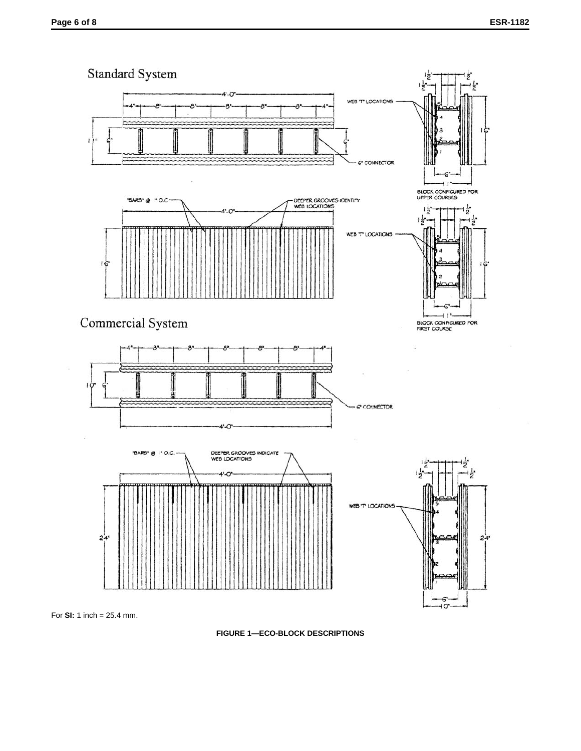Standard System

Commercial System

For **SI:** 1 inch = 25.4 mm.

**FIGURE 1—ECO-BLOCK DESCRIPTIONS**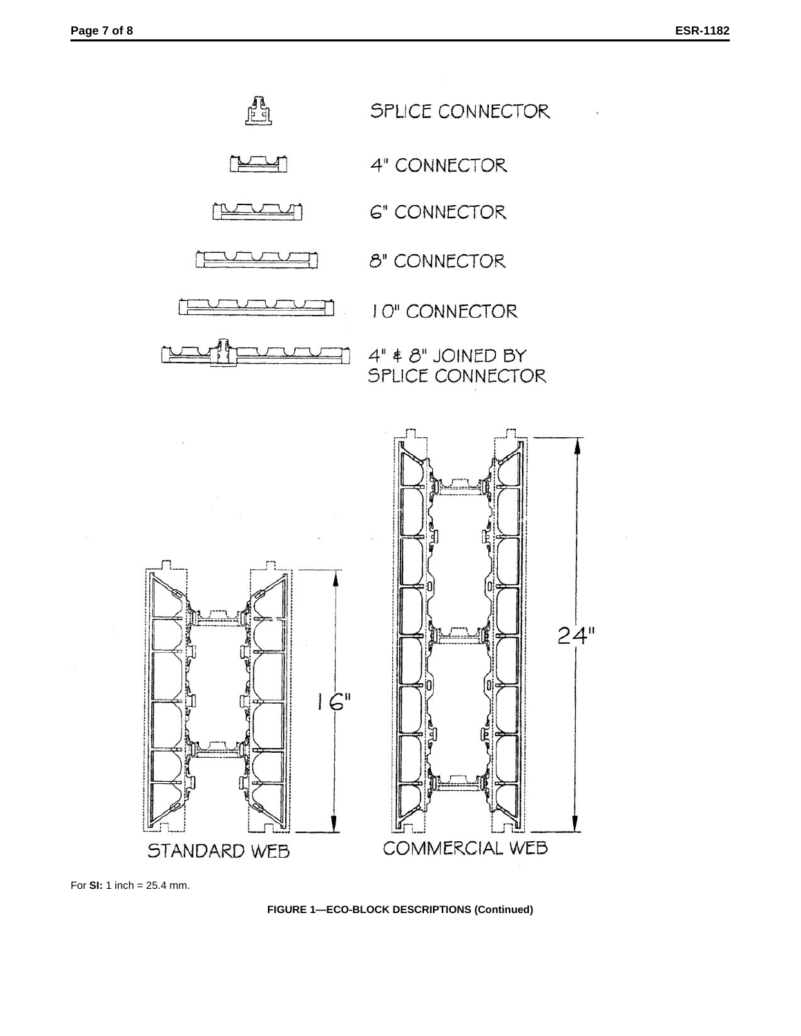SPLICE CONNECTOR

4" CONNECTOR

6" CONNECTOR

8" CONNECTOR

10" CONNECTOR

4" & 8" JOINED BY SPLICE CONNECTOR

16"

24"

STANDARD WEB

COMMERCIAL WEB

For **SI:** 1 inch = 25.4 mm.

**FIGURE 1—ECO-BLOCK DESCRIPTIONS (Continued)**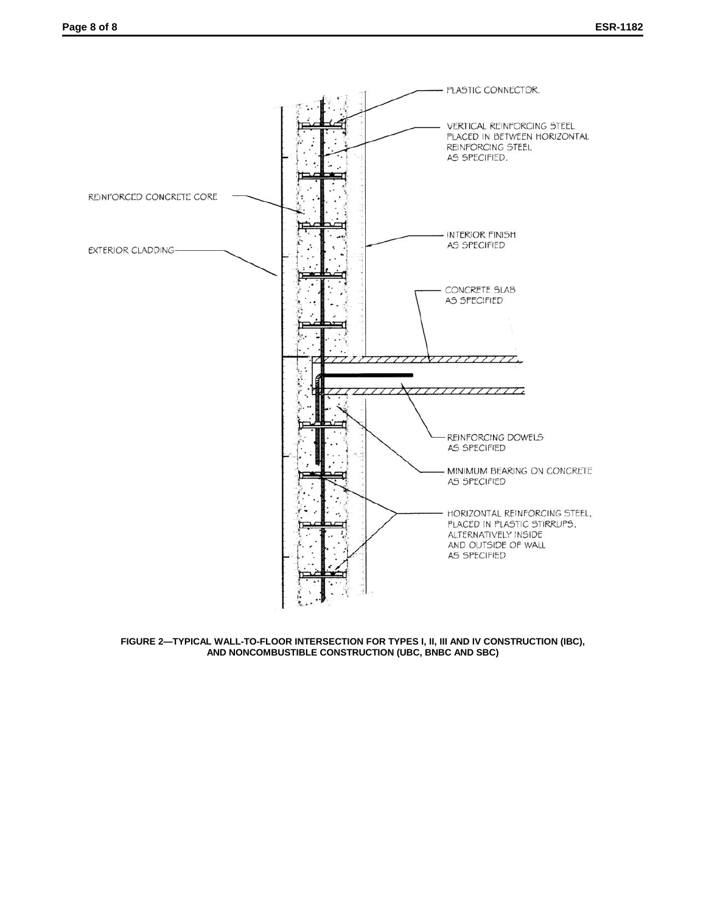PLASTIC CONNECTOR.

VERTICAL REINFORCING STEEL PLACED IN BETWEEN HORIZONTAL REINFORCING STEEL AS SPECIFIED.

REINFORCED CONCRETE CORE

INTERIOR FINISH AS SPECIFIED

EXTERIOR CLADDING

CONCRETE SLAB AS SPECIFIED

REINFORCING DOWELS AS SPECIFIED

MINIMUM BEARING ON CONCRETE AS SPECIFIED

HORIZONTAL REINFORCING STEEL, PLACED IN PLASTIC STIRRUPS, ALTERNATIVELY INSIDE AND OUTSIDE OF WALL AS SPECIFIED

**FIGURE 2—TYPICAL WALL-TO-FLOOR INTERSECTION FOR TYPES I, II, III AND IV CONSTRUCTION (IBC), AND NONCOMBUSTIBLE CONSTRUCTION (UBC, BNBC AND SBC)**